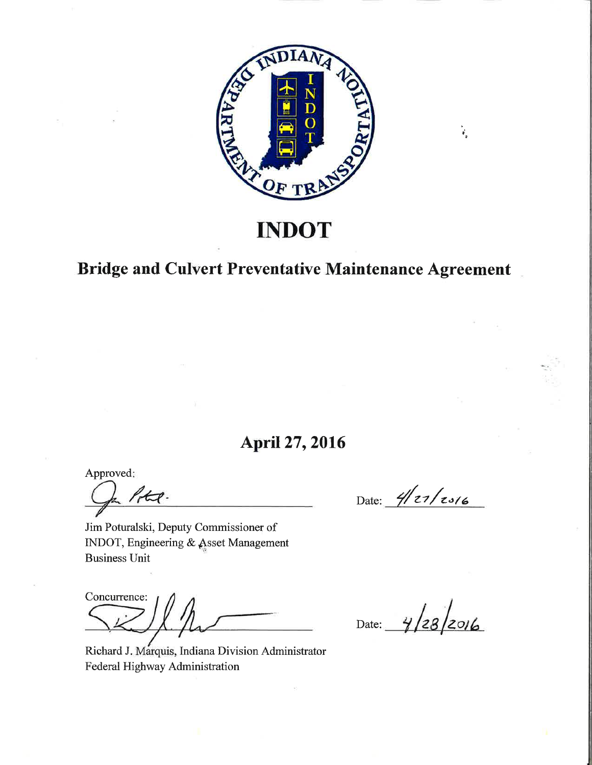# INDOT

## Bridge and Culvert Preventative Maintenance Agreement

**April 27, 2016**

Approved:

Date: 4/27/2016

Jim Poturalski, Deputy Commissioner of
INDOT, Engineering & Asset Management
Business Unit

Concurrence:

Date: 4/28/2016

Richard J. Marquis, Indiana Division Administrator
Federal Highway Administration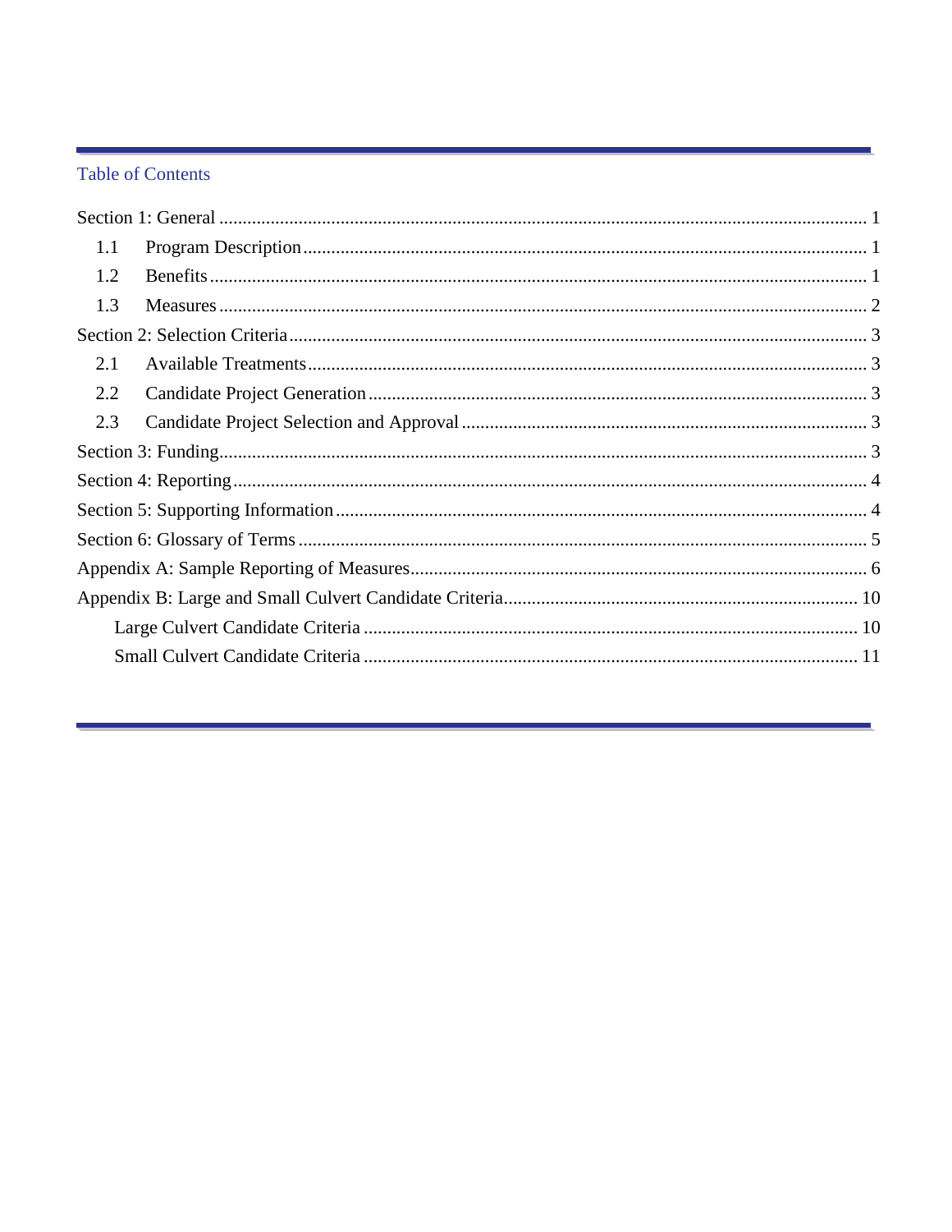## Table of Contents

Section 1: General ........................................................................................................................................ 1

- 1.1 Program Description ..................................................................................................................... 1
- 1.2 Benefits .......................................................................................................................................... 1
- 1.3 Measures ........................................................................................................................................ 2

Section 2: Selection Criteria ......................................................................................................................... 3

- 2.1 Available Treatments ..................................................................................................................... 3
- 2.2 Candidate Project Generation ........................................................................................................ 3
- 2.3 Candidate Project Selection and Approval .................................................................................... 3

Section 3: Funding ........................................................................................................................................ 3

Section 4: Reporting ..................................................................................................................................... 4

Section 5: Supporting Information ............................................................................................................... 4

Section 6: Glossary of Terms ....................................................................................................................... 5

Appendix A: Sample Reporting of Measures ............................................................................................... 6

Appendix B: Large and Small Culvert Candidate Criteria .......................................................................... 10

- Large Culvert Candidate Criteria ........................................................................................................ 10
- Small Culvert Candidate Criteria ........................................................................................................ 11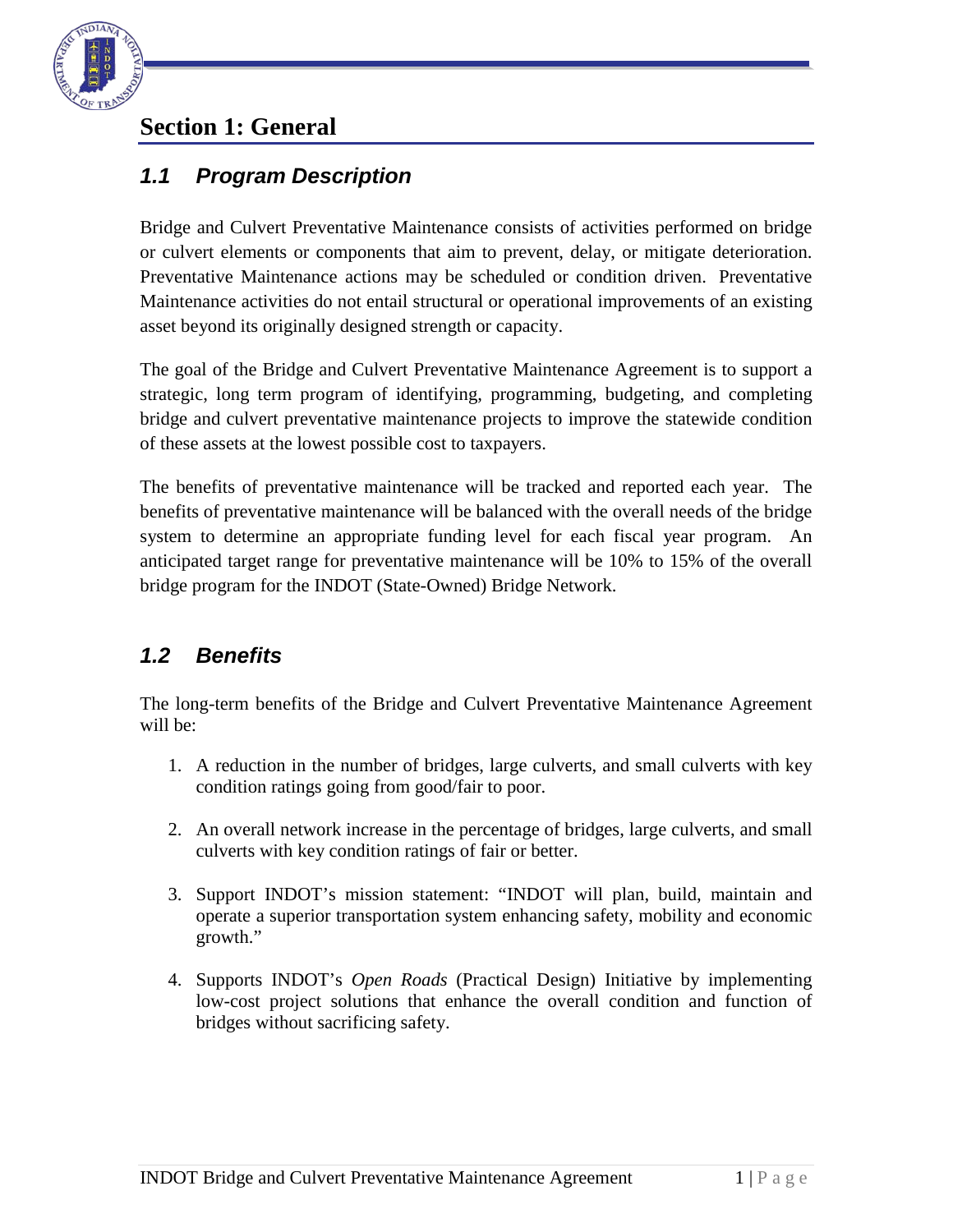# Section 1: General

## 1.1 Program Description

Bridge and Culvert Preventative Maintenance consists of activities performed on bridge or culvert elements or components that aim to prevent, delay, or mitigate deterioration. Preventative Maintenance actions may be scheduled or condition driven. Preventative Maintenance activities do not entail structural or operational improvements of an existing asset beyond its originally designed strength or capacity.

The goal of the Bridge and Culvert Preventative Maintenance Agreement is to support a strategic, long term program of identifying, programming, budgeting, and completing bridge and culvert preventative maintenance projects to improve the statewide condition of these assets at the lowest possible cost to taxpayers.

The benefits of preventative maintenance will be tracked and reported each year. The benefits of preventative maintenance will be balanced with the overall needs of the bridge system to determine an appropriate funding level for each fiscal year program. An anticipated target range for preventative maintenance will be 10% to 15% of the overall bridge program for the INDOT (State-Owned) Bridge Network.

## 1.2 Benefits

The long-term benefits of the Bridge and Culvert Preventative Maintenance Agreement will be:

1. A reduction in the number of bridges, large culverts, and small culverts with key condition ratings going from good/fair to poor.

2. An overall network increase in the percentage of bridges, large culverts, and small culverts with key condition ratings of fair or better.

3. Support INDOT's mission statement: "INDOT will plan, build, maintain and operate a superior transportation system enhancing safety, mobility and economic growth."

4. Supports INDOT's *Open Roads* (Practical Design) Initiative by implementing low-cost project solutions that enhance the overall condition and function of bridges without sacrificing safety.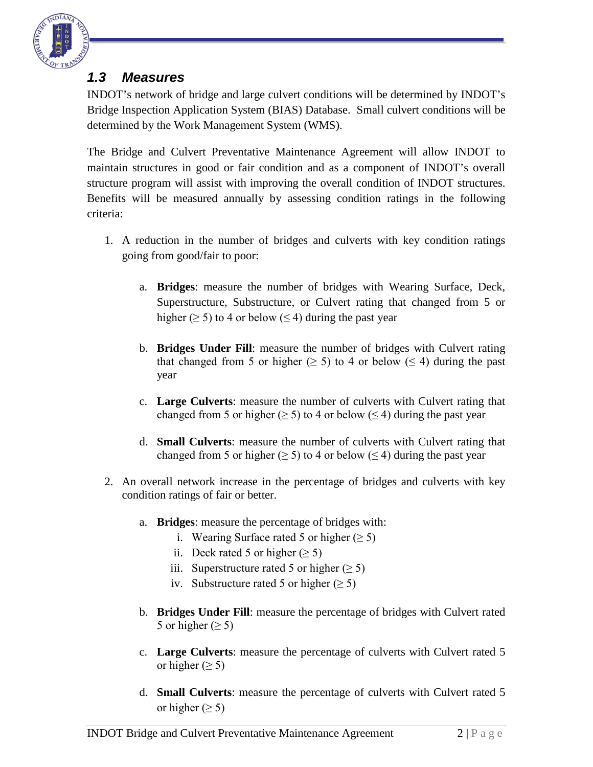### *1.3 Measures*

INDOT's network of bridge and large culvert conditions will be determined by INDOT's Bridge Inspection Application System (BIAS) Database. Small culvert conditions will be determined by the Work Management System (WMS).

The Bridge and Culvert Preventative Maintenance Agreement will allow INDOT to maintain structures in good or fair condition and as a component of INDOT's overall structure program will assist with improving the overall condition of INDOT structures. Benefits will be measured annually by assessing condition ratings in the following criteria:

1. A reduction in the number of bridges and culverts with key condition ratings going from good/fair to poor:

    a. **Bridges**: measure the number of bridges with Wearing Surface, Deck, Superstructure, Substructure, or Culvert rating that changed from 5 or higher ($\geq 5$) to 4 or below ($\leq 4$) during the past year

    b. **Bridges Under Fill**: measure the number of bridges with Culvert rating that changed from 5 or higher ($\geq 5$) to 4 or below ($\leq 4$) during the past year

    c. **Large Culverts**: measure the number of culverts with Culvert rating that changed from 5 or higher ($\geq 5$) to 4 or below ($\leq 4$) during the past year

    d. **Small Culverts**: measure the number of culverts with Culvert rating that changed from 5 or higher ($\geq 5$) to 4 or below ($\leq 4$) during the past year

2. An overall network increase in the percentage of bridges and culverts with key condition ratings of fair or better.

    a. **Bridges**: measure the percentage of bridges with:
        i. Wearing Surface rated 5 or higher ($\geq 5$)
        ii. Deck rated 5 or higher ($\geq 5$)
        iii. Superstructure rated 5 or higher ($\geq 5$)
        iv. Substructure rated 5 or higher ($\geq 5$)

    b. **Bridges Under Fill**: measure the percentage of bridges with Culvert rated 5 or higher ($\geq 5$)

    c. **Large Culverts**: measure the percentage of culverts with Culvert rated 5 or higher ($\geq 5$)

    d. **Small Culverts**: measure the percentage of culverts with Culvert rated 5 or higher ($\geq 5$)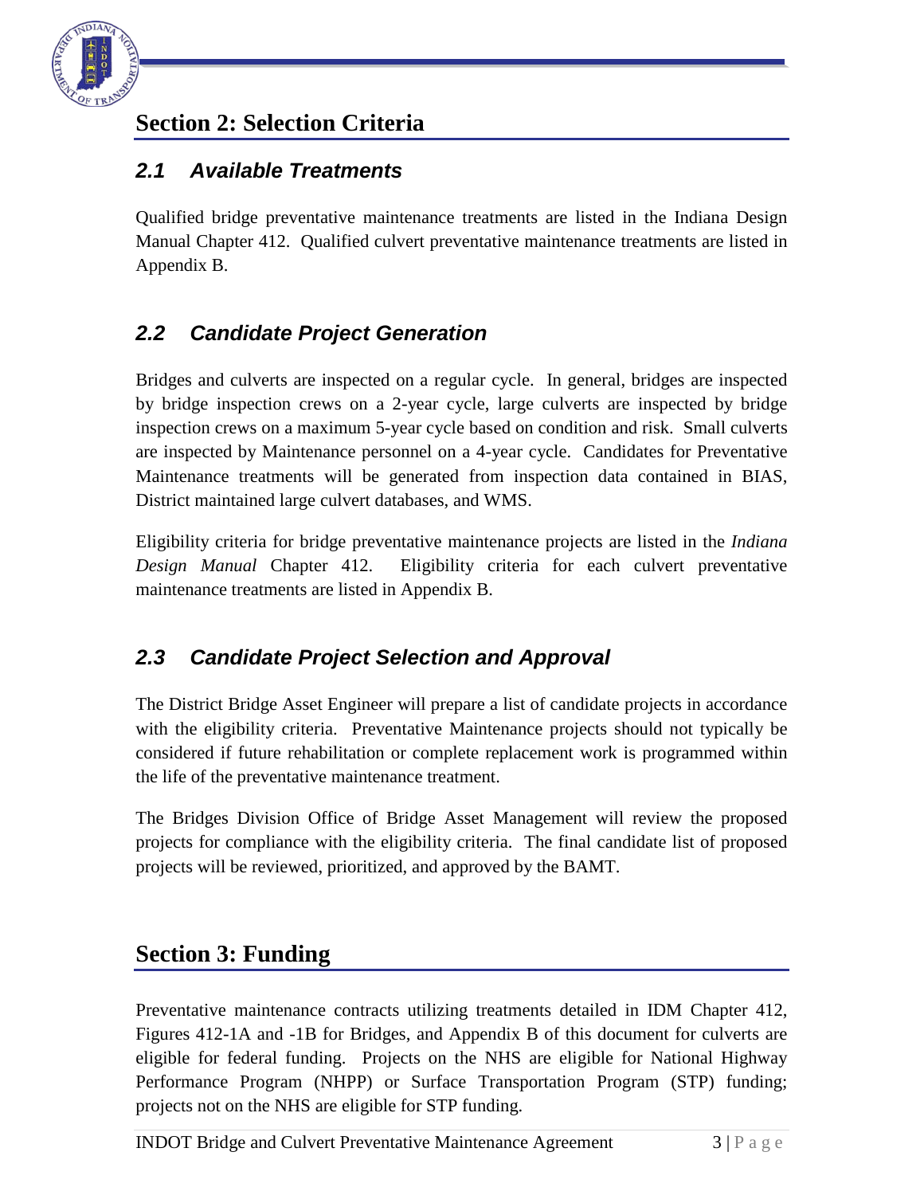# Section 2: Selection Criteria

## *2.1 Available Treatments*

Qualified bridge preventative maintenance treatments are listed in the Indiana Design Manual Chapter 412. Qualified culvert preventative maintenance treatments are listed in Appendix B.

## *2.2 Candidate Project Generation*

Bridges and culverts are inspected on a regular cycle. In general, bridges are inspected by bridge inspection crews on a 2-year cycle, large culverts are inspected by bridge inspection crews on a maximum 5-year cycle based on condition and risk. Small culverts are inspected by Maintenance personnel on a 4-year cycle. Candidates for Preventative Maintenance treatments will be generated from inspection data contained in BIAS, District maintained large culvert databases, and WMS.

Eligibility criteria for bridge preventative maintenance projects are listed in the *Indiana Design Manual* Chapter 412. Eligibility criteria for each culvert preventative maintenance treatments are listed in Appendix B.

## *2.3 Candidate Project Selection and Approval*

The District Bridge Asset Engineer will prepare a list of candidate projects in accordance with the eligibility criteria. Preventative Maintenance projects should not typically be considered if future rehabilitation or complete replacement work is programmed within the life of the preventative maintenance treatment.

The Bridges Division Office of Bridge Asset Management will review the proposed projects for compliance with the eligibility criteria. The final candidate list of proposed projects will be reviewed, prioritized, and approved by the BAMT.

# Section 3: Funding

Preventative maintenance contracts utilizing treatments detailed in IDM Chapter 412, Figures 412-1A and -1B for Bridges, and Appendix B of this document for culverts are eligible for federal funding. Projects on the NHS are eligible for National Highway Performance Program (NHPP) or Surface Transportation Program (STP) funding; projects not on the NHS are eligible for STP funding.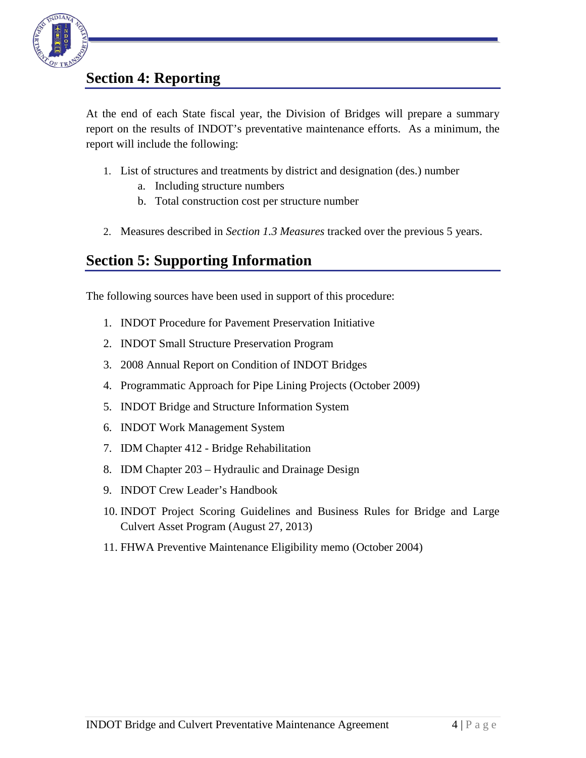## Section 4: Reporting

At the end of each State fiscal year, the Division of Bridges will prepare a summary report on the results of INDOT's preventative maintenance efforts. As a minimum, the report will include the following:

1. List of structures and treatments by district and designation (des.) number
   a. Including structure numbers
   b. Total construction cost per structure number

2. Measures described in *Section 1.3 Measures* tracked over the previous 5 years.

## Section 5: Supporting Information

The following sources have been used in support of this procedure:

1. INDOT Procedure for Pavement Preservation Initiative
2. INDOT Small Structure Preservation Program
3. 2008 Annual Report on Condition of INDOT Bridges
4. Programmatic Approach for Pipe Lining Projects (October 2009)
5. INDOT Bridge and Structure Information System
6. INDOT Work Management System
7. IDM Chapter 412 - Bridge Rehabilitation
8. IDM Chapter 203 – Hydraulic and Drainage Design
9. INDOT Crew Leader's Handbook
10. INDOT Project Scoring Guidelines and Business Rules for Bridge and Large Culvert Asset Program (August 27, 2013)
11. FHWA Preventive Maintenance Eligibility memo (October 2004)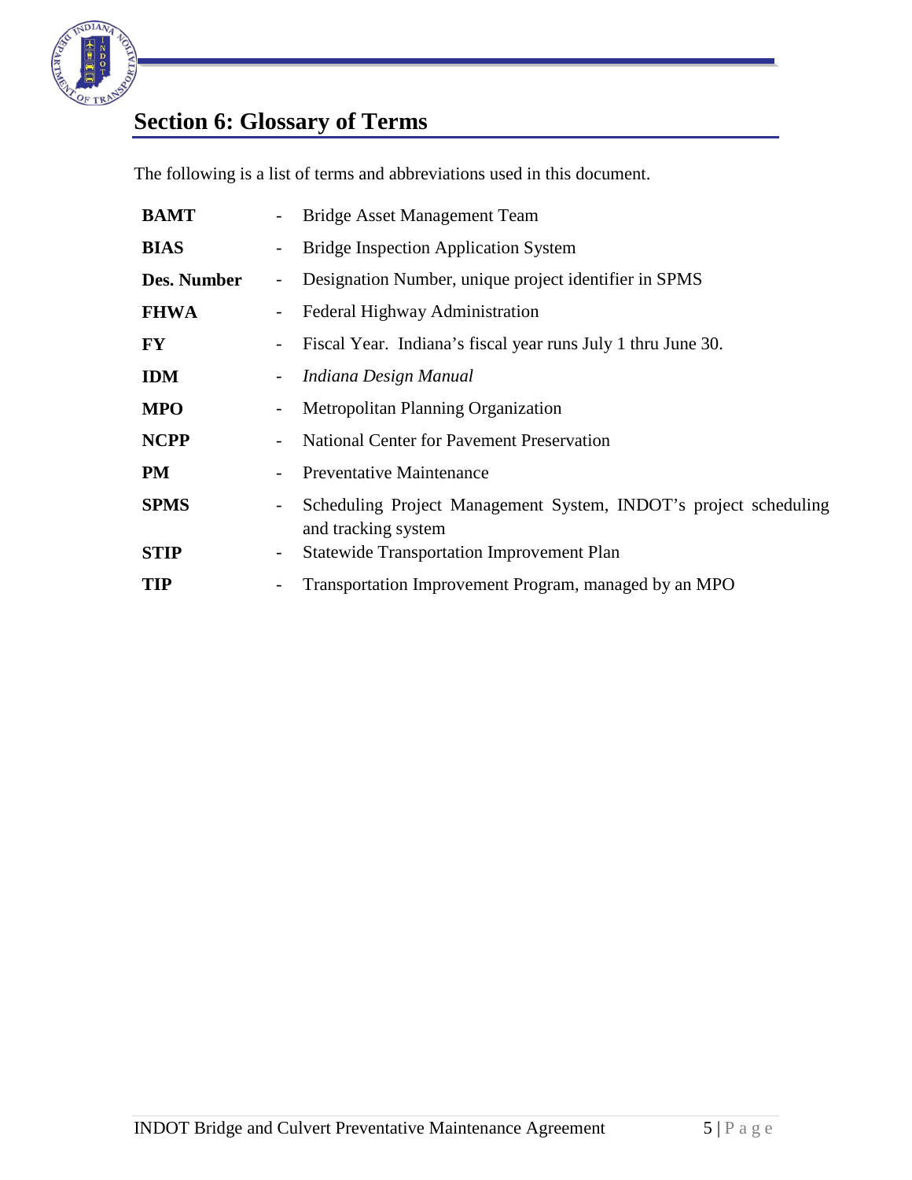## Section 6: Glossary of Terms

The following is a list of terms and abbreviations used in this document.

| | | |
|---|---|---|
| **BAMT** | - | Bridge Asset Management Team |
| **BIAS** | - | Bridge Inspection Application System |
| **Des. Number** | - | Designation Number, unique project identifier in SPMS |
| **FHWA** | - | Federal Highway Administration |
| **FY** | - | Fiscal Year. Indiana's fiscal year runs July 1 thru June 30. |
| **IDM** | - | *Indiana Design Manual* |
| **MPO** | - | Metropolitan Planning Organization |
| **NCPP** | - | National Center for Pavement Preservation |
| **PM** | - | Preventative Maintenance |
| **SPMS** | - | Scheduling Project Management System, INDOT's project scheduling and tracking system |
| **STIP** | - | Statewide Transportation Improvement Plan |
| **TIP** | - | Transportation Improvement Program, managed by an MPO |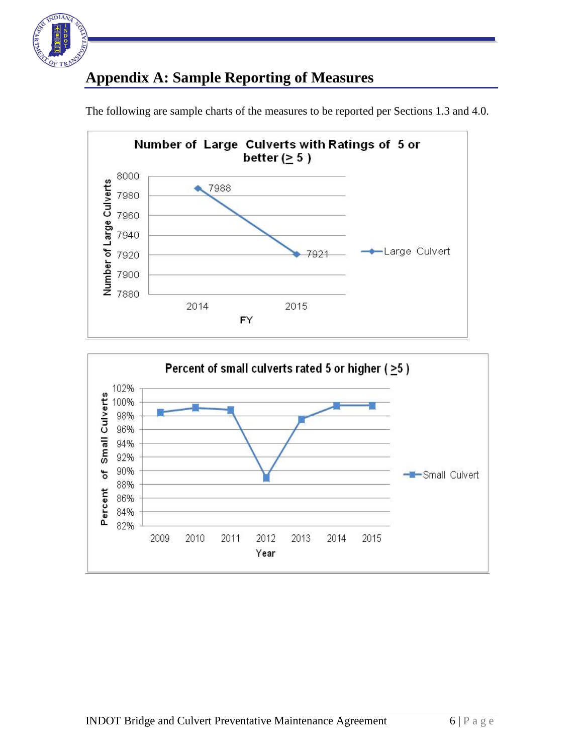# Appendix A: Sample Reporting of Measures

The following are sample charts of the measures to be reported per Sections 1.3 and 4.0.

**Number of Large Culverts with Ratings of 5 or better (≥ 5 )**

**Percent of small culverts rated 5 or higher ( ≥5 )**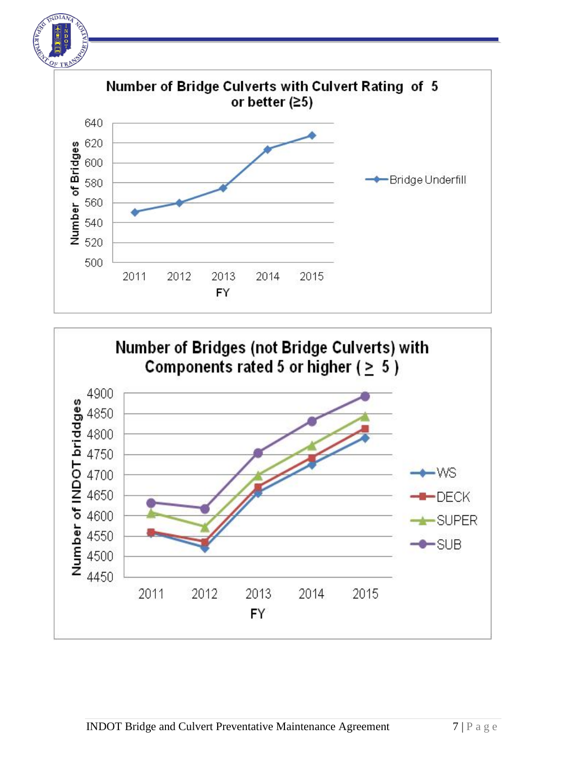**Number of Bridge Culverts with Culvert Rating of 5 or better (≥5)**

Number of Bridges

FY

Bridge Underfill

**Number of Bridges (not Bridge Culverts) with Components rated 5 or higher (≥ 5)**

Number of INDOT briddges

FY

WS

DECK

SUPER

SUB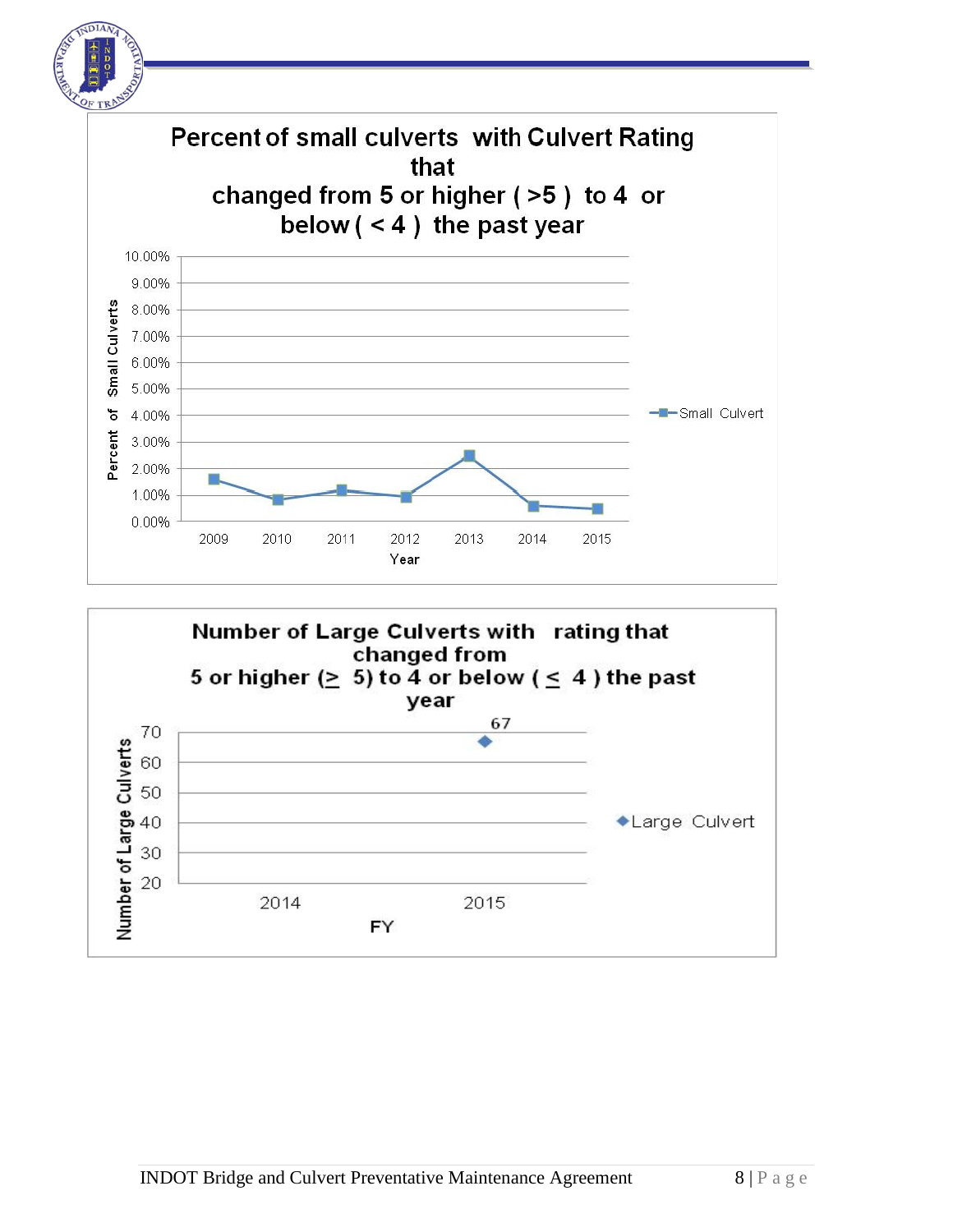**Percent of small culverts with Culvert Rating that changed from 5 or higher ( >5 ) to 4 or below ( < 4 ) the past year**

Percent of Small Culverts

10.00%
9.00%
8.00%
7.00%
6.00%
5.00%
4.00%
3.00%
2.00%
1.00%
0.00%

2009 2010 2011 2012 2013 2014 2015

Year

Small Culvert

**Number of Large Culverts with rating that changed from 5 or higher (≥ 5) to 4 or below ( ≤ 4 ) the past year**

Number of Large Culverts

70
60
50
40
30
20

67

2014 2015

FY

Large Culvert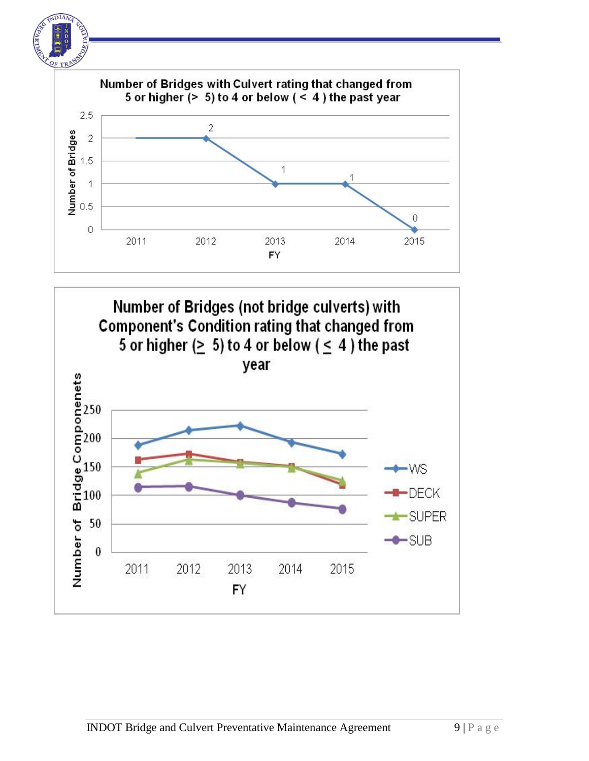**Number of Bridges with Culvert rating that changed from 5 or higher (> 5) to 4 or below ( < 4 ) the past year**

| FY | Number of Bridges |
|---|---|
| 2011 | 2 |
| 2012 | 2 |
| 2013 | 1 |
| 2014 | 1 |
| 2015 | 0 |

**Number of Bridges (not bridge culverts) with Component's Condition rating that changed from 5 or higher (≥ 5) to 4 or below ( ≤ 4 ) the past year**

| FY | WS | DECK | SUPER | SUB |
|---|---|---|---|---|
| 2011 | ~188 | ~162 | ~139 | ~114 |
| 2012 | ~214 | ~173 | ~162 | ~115 |
| 2013 | ~222 | ~158 | ~156 | ~100 |
| 2014 | ~192 | ~150 | ~148 | ~87 |
| 2015 | ~172 | ~118 | ~126 | ~77 |

Values approximate (read from chart; no data labels shown).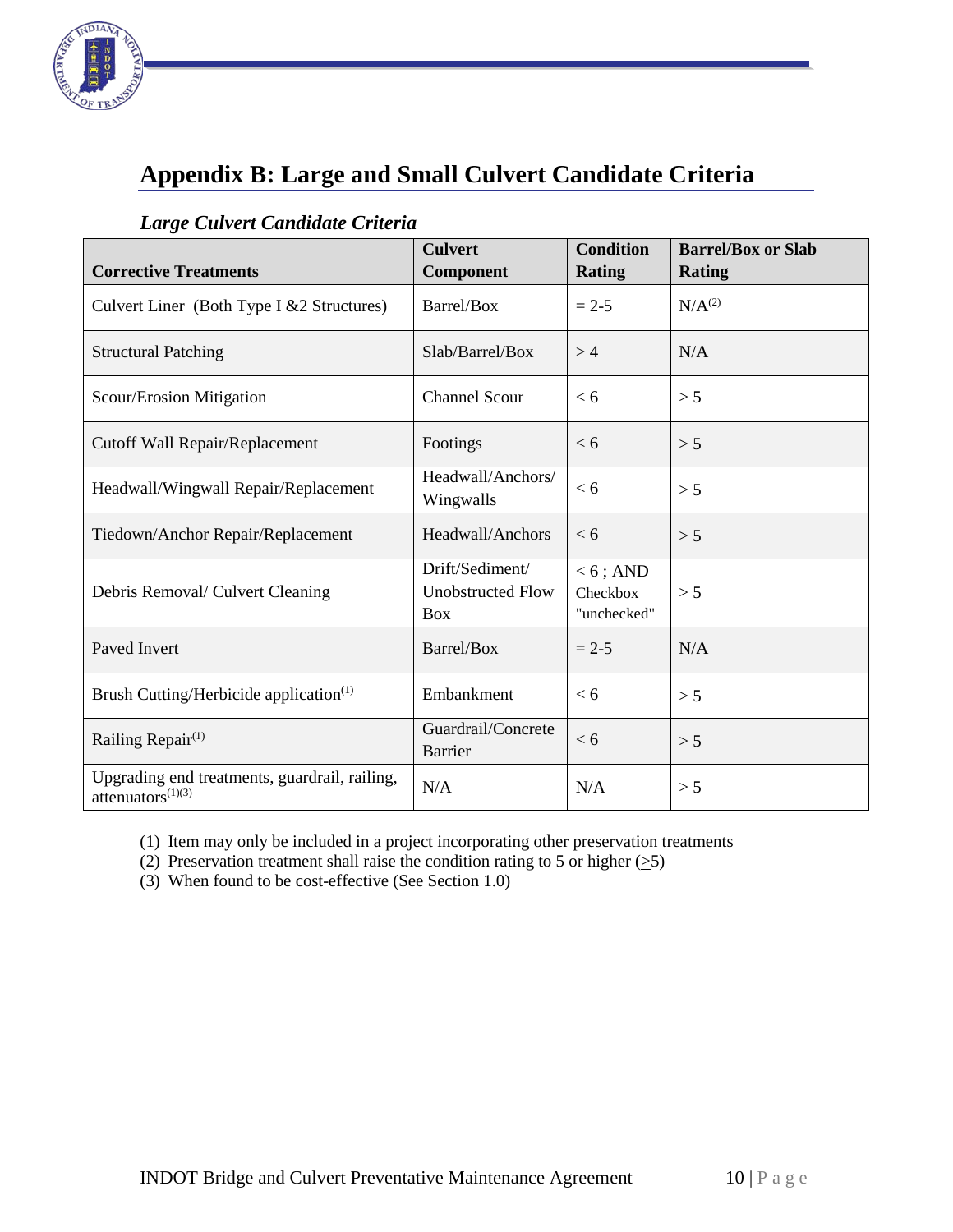# Appendix B: Large and Small Culvert Candidate Criteria

### *Large Culvert Candidate Criteria*

| Corrective Treatments | Culvert Component | Condition Rating | Barrel/Box or Slab Rating |
|---|---|---|---|
| Culvert Liner (Both Type I &2 Structures) | Barrel/Box | = 2-5 | N/A[2] |
| Structural Patching | Slab/Barrel/Box | > 4 | N/A |
| Scour/Erosion Mitigation | Channel Scour | < 6 | > 5 |
| Cutoff Wall Repair/Replacement | Footings | < 6 | > 5 |
| Headwall/Wingwall Repair/Replacement | Headwall/Anchors/ Wingwalls | < 6 | > 5 |
| Tiedown/Anchor Repair/Replacement | Headwall/Anchors | < 6 | > 5 |
| Debris Removal/ Culvert Cleaning | Drift/Sediment/ Unobstructed Flow Box | < 6 ; AND Checkbox "unchecked" | > 5 |
| Paved Invert | Barrel/Box | = 2-5 | N/A |
| Brush Cutting/Herbicide application[1] | Embankment | < 6 | > 5 |
| Railing Repair[1] | Guardrail/Concrete Barrier | < 6 | > 5 |
| Upgrading end treatments, guardrail, railing, attenuators[1][3] | N/A | N/A | > 5 |

(1) Item may only be included in a project incorporating other preservation treatments
(2) Preservation treatment shall raise the condition rating to 5 or higher (≥5)
(3) When found to be cost-effective (See Section 1.0)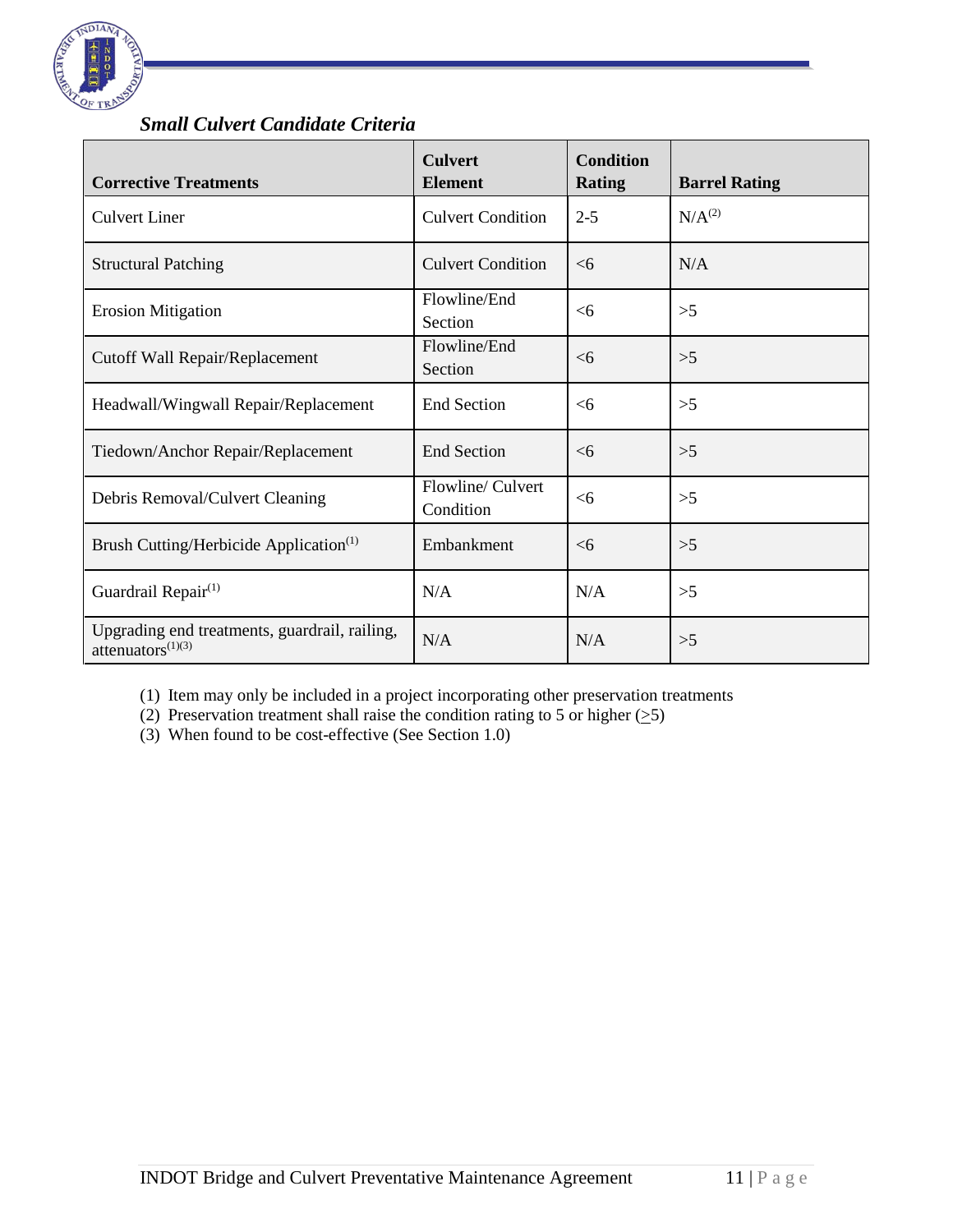*Small Culvert Candidate Criteria*

| Corrective Treatments | Culvert Element | Condition Rating | Barrel Rating |
|---|---|---|---|
| Culvert Liner | Culvert Condition | 2-5 | N/A[2] |
| Structural Patching | Culvert Condition | <6 | N/A |
| Erosion Mitigation | Flowline/End Section | <6 | >5 |
| Cutoff Wall Repair/Replacement | Flowline/End Section | <6 | >5 |
| Headwall/Wingwall Repair/Replacement | End Section | <6 | >5 |
| Tiedown/Anchor Repair/Replacement | End Section | <6 | >5 |
| Debris Removal/Culvert Cleaning | Flowline/ Culvert Condition | <6 | >5 |
| Brush Cutting/Herbicide Application[1] | Embankment | <6 | >5 |
| Guardrail Repair[1] | N/A | N/A | >5 |
| Upgrading end treatments, guardrail, railing, attenuators[1][3] | N/A | N/A | >5 |

(1) Item may only be included in a project incorporating other preservation treatments
(2) Preservation treatment shall raise the condition rating to 5 or higher (≥5)
(3) When found to be cost-effective (See Section 1.0)